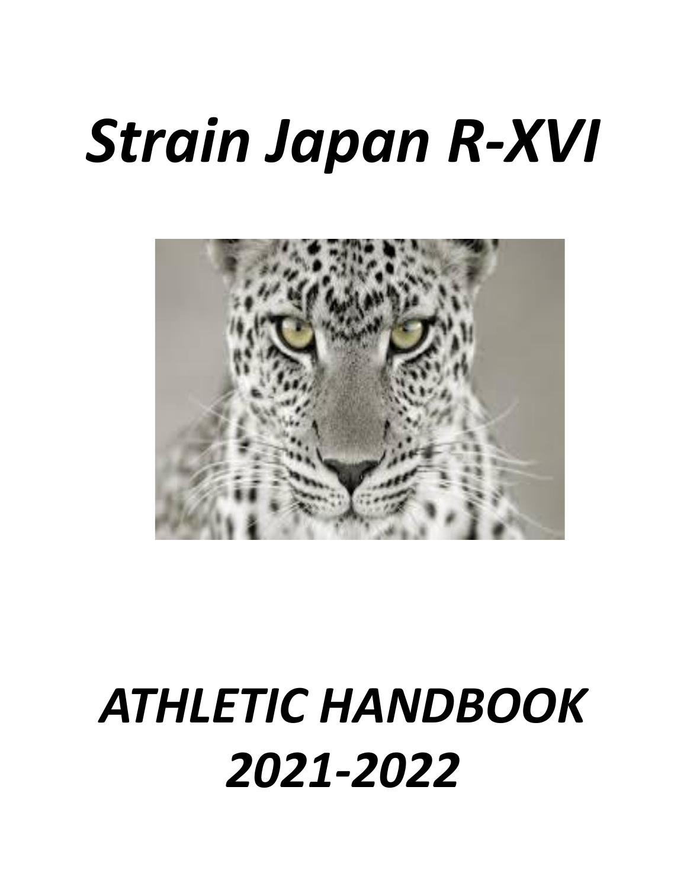# *Strain Japan R-XVI*

# *ATHLETIC HANDBOOK 2021-2022*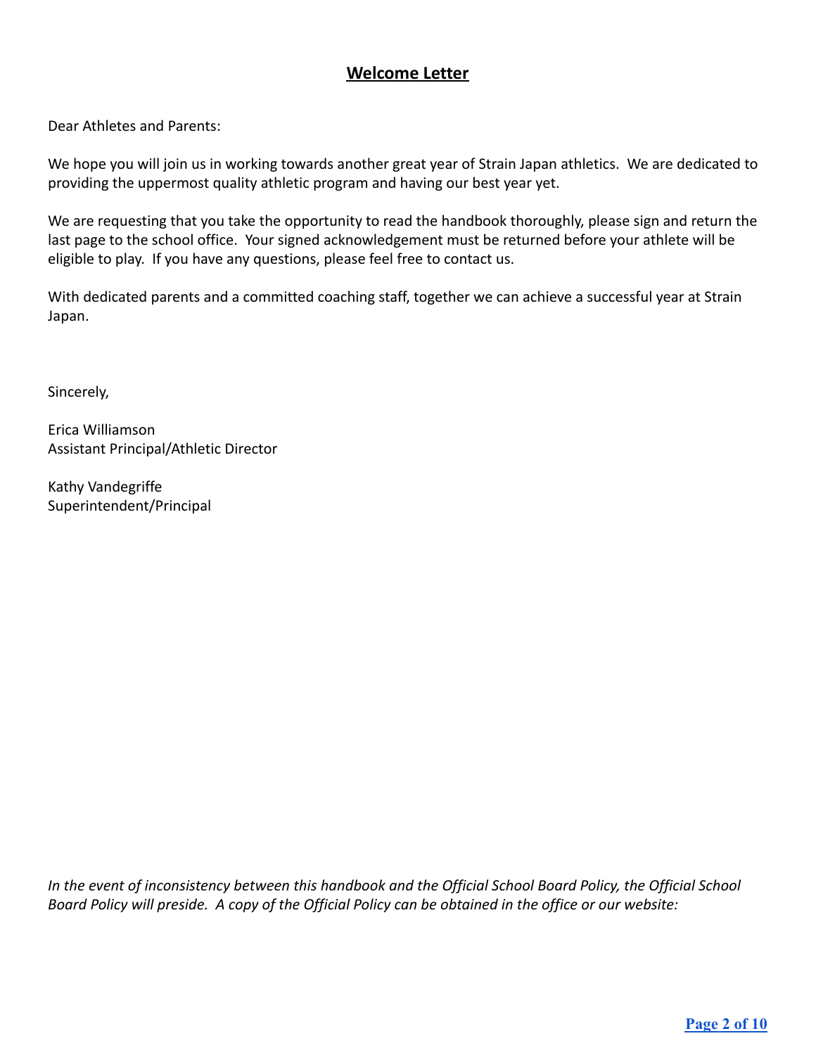## Welcome Letter

Dear Athletes and Parents:

We hope you will join us in working towards another great year of Strain Japan athletics. We are dedicated to providing the uppermost quality athletic program and having our best year yet.

We are requesting that you take the opportunity to read the handbook thoroughly, please sign and return the last page to the school office. Your signed acknowledgement must be returned before your athlete will be eligible to play. If you have any questions, please feel free to contact us.

With dedicated parents and a committed coaching staff, together we can achieve a successful year at Strain Japan.

Sincerely,

Erica Williamson  
Assistant Principal/Athletic Director

Kathy Vandegriffe  
Superintendent/Principal

*In the event of inconsistency between this handbook and the Official School Board Policy, the Official School Board Policy will preside. A copy of the Official Policy can be obtained in the office or our website:*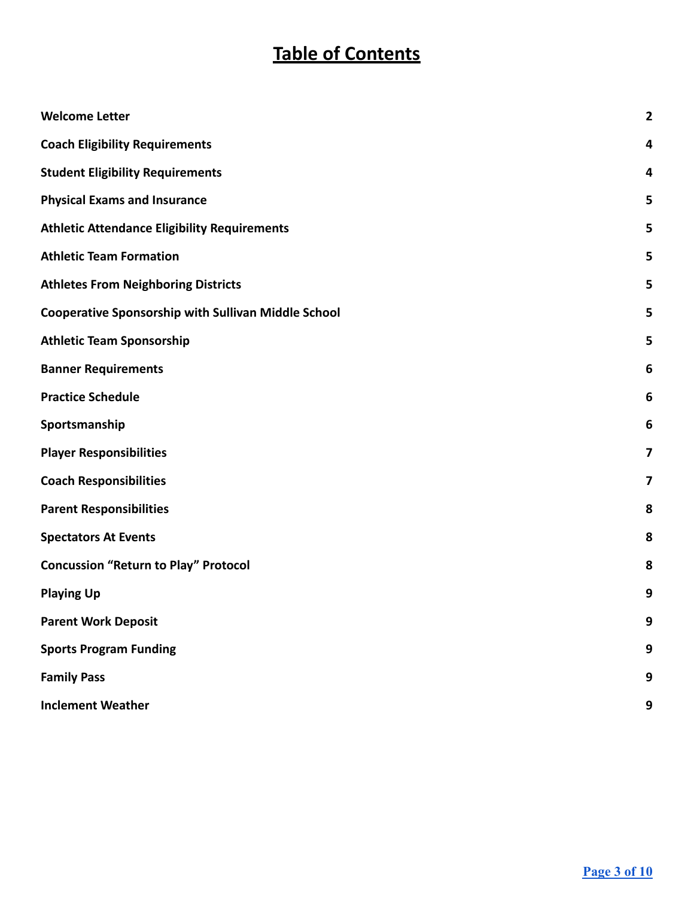# Table of Contents

| | |
|---|---|
| **Welcome Letter** | **2** |
| **Coach Eligibility Requirements** | **4** |
| **Student Eligibility Requirements** | **4** |
| **Physical Exams and Insurance** | **5** |
| **Athletic Attendance Eligibility Requirements** | **5** |
| **Athletic Team Formation** | **5** |
| **Athletes From Neighboring Districts** | **5** |
| **Cooperative Sponsorship with Sullivan Middle School** | **5** |
| **Athletic Team Sponsorship** | **5** |
| **Banner Requirements** | **6** |
| **Practice Schedule** | **6** |
| **Sportsmanship** | **6** |
| **Player Responsibilities** | **7** |
| **Coach Responsibilities** | **7** |
| **Parent Responsibilities** | **8** |
| **Spectators At Events** | **8** |
| **Concussion "Return to Play" Protocol** | **8** |
| **Playing Up** | **9** |
| **Parent Work Deposit** | **9** |
| **Sports Program Funding** | **9** |
| **Family Pass** | **9** |
| **Inclement Weather** | **9** |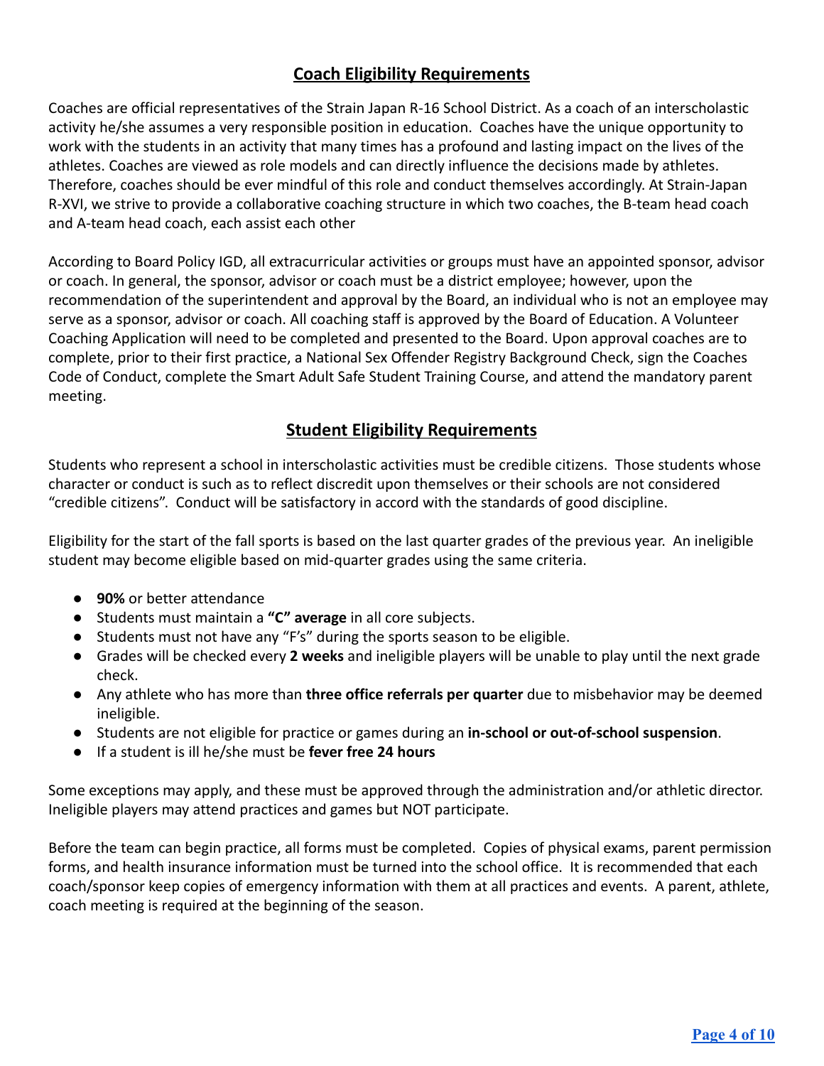## Coach Eligibility Requirements

Coaches are official representatives of the Strain Japan R-16 School District. As a coach of an interscholastic activity he/she assumes a very responsible position in education. Coaches have the unique opportunity to work with the students in an activity that many times has a profound and lasting impact on the lives of the athletes. Coaches are viewed as role models and can directly influence the decisions made by athletes. Therefore, coaches should be ever mindful of this role and conduct themselves accordingly. At Strain-Japan R-XVI, we strive to provide a collaborative coaching structure in which two coaches, the B-team head coach and A-team head coach, each assist each other

According to Board Policy IGD, all extracurricular activities or groups must have an appointed sponsor, advisor or coach. In general, the sponsor, advisor or coach must be a district employee; however, upon the recommendation of the superintendent and approval by the Board, an individual who is not an employee may serve as a sponsor, advisor or coach. All coaching staff is approved by the Board of Education. A Volunteer Coaching Application will need to be completed and presented to the Board. Upon approval coaches are to complete, prior to their first practice, a National Sex Offender Registry Background Check, sign the Coaches Code of Conduct, complete the Smart Adult Safe Student Training Course, and attend the mandatory parent meeting.

## Student Eligibility Requirements

Students who represent a school in interscholastic activities must be credible citizens. Those students whose character or conduct is such as to reflect discredit upon themselves or their schools are not considered "credible citizens". Conduct will be satisfactory in accord with the standards of good discipline.

Eligibility for the start of the fall sports is based on the last quarter grades of the previous year. An ineligible student may become eligible based on mid-quarter grades using the same criteria.

- **90%** or better attendance
- Students must maintain a **"C" average** in all core subjects.
- Students must not have any "F's" during the sports season to be eligible.
- Grades will be checked every **2 weeks** and ineligible players will be unable to play until the next grade check.
- Any athlete who has more than **three office referrals per quarter** due to misbehavior may be deemed ineligible.
- Students are not eligible for practice or games during an **in-school or out-of-school suspension**.
- If a student is ill he/she must be **fever free 24 hours**

Some exceptions may apply, and these must be approved through the administration and/or athletic director. Ineligible players may attend practices and games but NOT participate.

Before the team can begin practice, all forms must be completed. Copies of physical exams, parent permission forms, and health insurance information must be turned into the school office. It is recommended that each coach/sponsor keep copies of emergency information with them at all practices and events. A parent, athlete, coach meeting is required at the beginning of the season.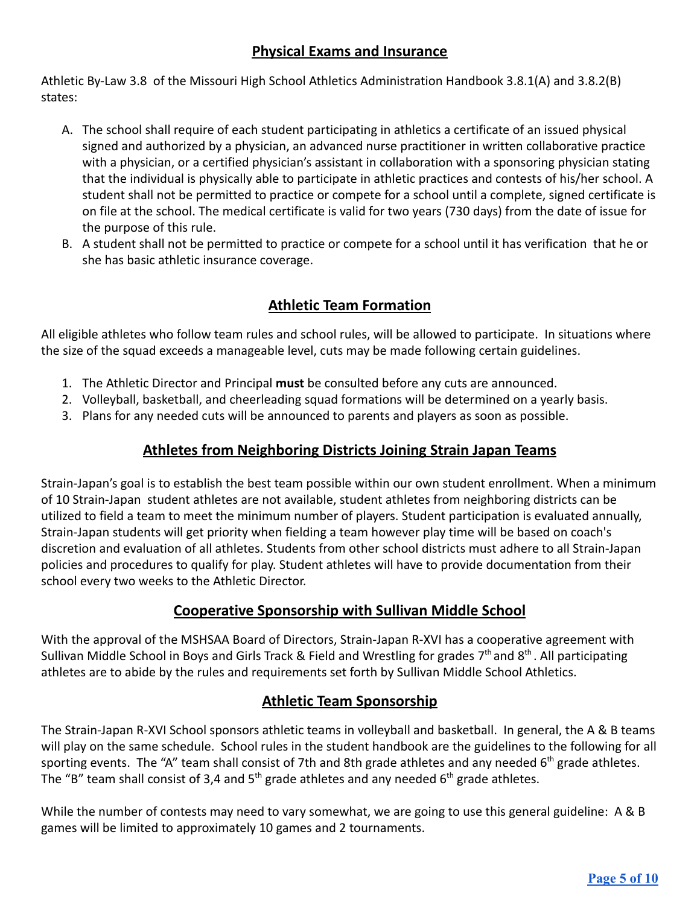## Physical Exams and Insurance

Athletic By-Law 3.8 of the Missouri High School Athletics Administration Handbook 3.8.1(A) and 3.8.2(B) states:

A. The school shall require of each student participating in athletics a certificate of an issued physical signed and authorized by a physician, an advanced nurse practitioner in written collaborative practice with a physician, or a certified physician's assistant in collaboration with a sponsoring physician stating that the individual is physically able to participate in athletic practices and contests of his/her school. A student shall not be permitted to practice or compete for a school until a complete, signed certificate is on file at the school. The medical certificate is valid for two years (730 days) from the date of issue for the purpose of this rule.
B. A student shall not be permitted to practice or compete for a school until it has verification that he or she has basic athletic insurance coverage.

## Athletic Team Formation

All eligible athletes who follow team rules and school rules, will be allowed to participate. In situations where the size of the squad exceeds a manageable level, cuts may be made following certain guidelines.

1. The Athletic Director and Principal **must** be consulted before any cuts are announced.
2. Volleyball, basketball, and cheerleading squad formations will be determined on a yearly basis.
3. Plans for any needed cuts will be announced to parents and players as soon as possible.

## Athletes from Neighboring Districts Joining Strain Japan Teams

Strain-Japan's goal is to establish the best team possible within our own student enrollment. When a minimum of 10 Strain-Japan student athletes are not available, student athletes from neighboring districts can be utilized to field a team to meet the minimum number of players. Student participation is evaluated annually, Strain-Japan students will get priority when fielding a team however play time will be based on coach's discretion and evaluation of all athletes. Students from other school districts must adhere to all Strain-Japan policies and procedures to qualify for play. Student athletes will have to provide documentation from their school every two weeks to the Athletic Director.

## Cooperative Sponsorship with Sullivan Middle School

With the approval of the MSHSAA Board of Directors, Strain-Japan R-XVI has a cooperative agreement with Sullivan Middle School in Boys and Girls Track & Field and Wrestling for grades 7th and 8th. All participating athletes are to abide by the rules and requirements set forth by Sullivan Middle School Athletics.

## Athletic Team Sponsorship

The Strain-Japan R-XVI School sponsors athletic teams in volleyball and basketball. In general, the A & B teams will play on the same schedule. School rules in the student handbook are the guidelines to the following for all sporting events. The "A" team shall consist of 7th and 8th grade athletes and any needed 6th grade athletes. The "B" team shall consist of 3,4 and 5th grade athletes and any needed 6th grade athletes.

While the number of contests may need to vary somewhat, we are going to use this general guideline: A & B games will be limited to approximately 10 games and 2 tournaments.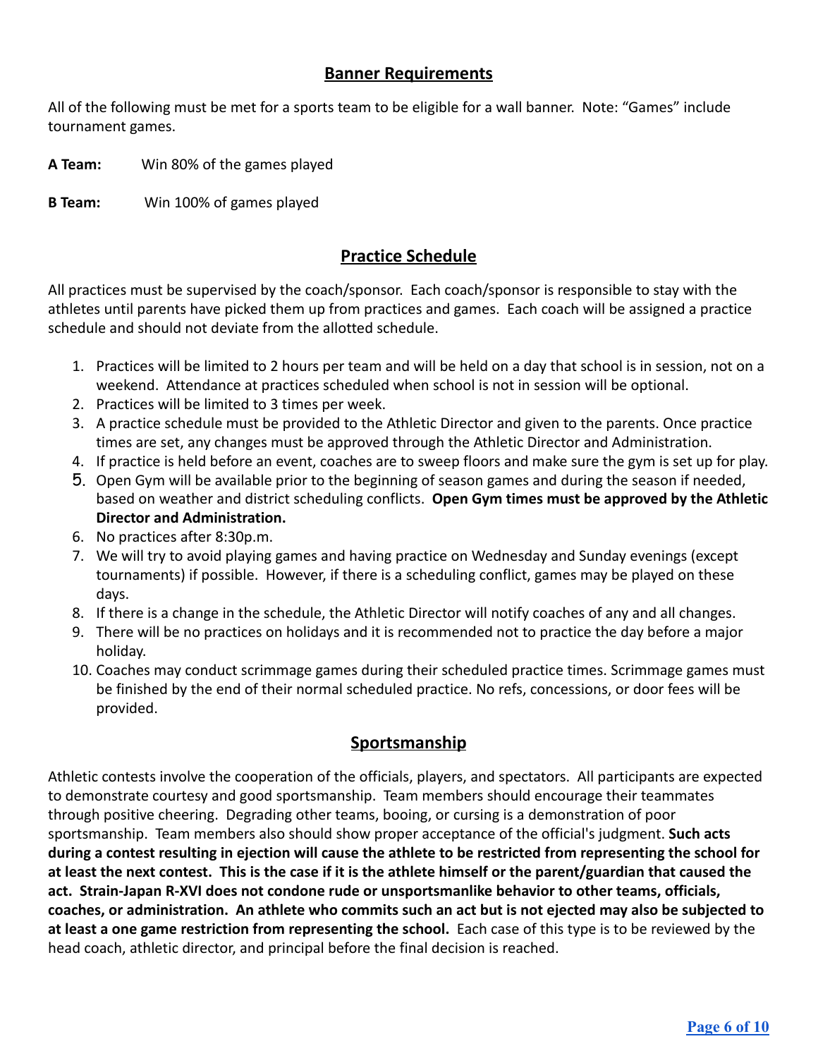## Banner Requirements

All of the following must be met for a sports team to be eligible for a wall banner. Note: "Games" include tournament games.

**A Team:** Win 80% of the games played

**B Team:** Win 100% of games played

## Practice Schedule

All practices must be supervised by the coach/sponsor. Each coach/sponsor is responsible to stay with the athletes until parents have picked them up from practices and games. Each coach will be assigned a practice schedule and should not deviate from the allotted schedule.

1. Practices will be limited to 2 hours per team and will be held on a day that school is in session, not on a weekend. Attendance at practices scheduled when school is not in session will be optional.
2. Practices will be limited to 3 times per week.
3. A practice schedule must be provided to the Athletic Director and given to the parents. Once practice times are set, any changes must be approved through the Athletic Director and Administration.
4. If practice is held before an event, coaches are to sweep floors and make sure the gym is set up for play.
5. Open Gym will be available prior to the beginning of season games and during the season if needed, based on weather and district scheduling conflicts. **Open Gym times must be approved by the Athletic Director and Administration.**
6. No practices after 8:30p.m.
7. We will try to avoid playing games and having practice on Wednesday and Sunday evenings (except tournaments) if possible. However, if there is a scheduling conflict, games may be played on these days.
8. If there is a change in the schedule, the Athletic Director will notify coaches of any and all changes.
9. There will be no practices on holidays and it is recommended not to practice the day before a major holiday.
10. Coaches may conduct scrimmage games during their scheduled practice times. Scrimmage games must be finished by the end of their normal scheduled practice. No refs, concessions, or door fees will be provided.

## Sportsmanship

Athletic contests involve the cooperation of the officials, players, and spectators. All participants are expected to demonstrate courtesy and good sportsmanship. Team members should encourage their teammates through positive cheering. Degrading other teams, booing, or cursing is a demonstration of poor sportsmanship. Team members also should show proper acceptance of the official's judgment. **Such acts during a contest resulting in ejection will cause the athlete to be restricted from representing the school for at least the next contest. This is the case if it is the athlete himself or the parent/guardian that caused the act. Strain-Japan R-XVI does not condone rude or unsportsmanlike behavior to other teams, officials, coaches, or administration. An athlete who commits such an act but is not ejected may also be subjected to at least a one game restriction from representing the school.** Each case of this type is to be reviewed by the head coach, athletic director, and principal before the final decision is reached.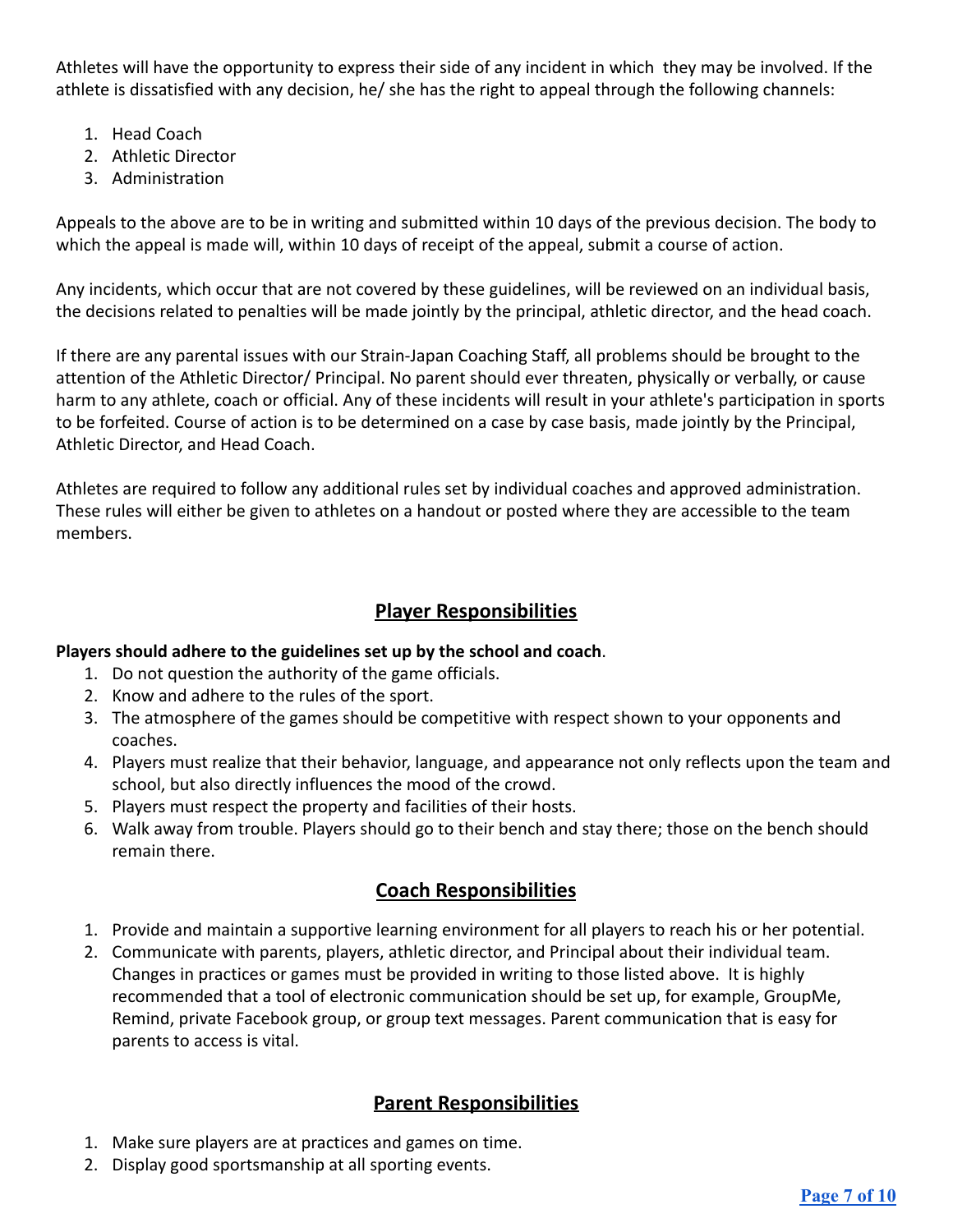Athletes will have the opportunity to express their side of any incident in which they may be involved. If the athlete is dissatisfied with any decision, he/ she has the right to appeal through the following channels:

1. Head Coach
2. Athletic Director
3. Administration

Appeals to the above are to be in writing and submitted within 10 days of the previous decision. The body to which the appeal is made will, within 10 days of receipt of the appeal, submit a course of action.

Any incidents, which occur that are not covered by these guidelines, will be reviewed on an individual basis, the decisions related to penalties will be made jointly by the principal, athletic director, and the head coach.

If there are any parental issues with our Strain-Japan Coaching Staff, all problems should be brought to the attention of the Athletic Director/ Principal. No parent should ever threaten, physically or verbally, or cause harm to any athlete, coach or official. Any of these incidents will result in your athlete's participation in sports to be forfeited. Course of action is to be determined on a case by case basis, made jointly by the Principal, Athletic Director, and Head Coach.

Athletes are required to follow any additional rules set by individual coaches and approved administration. These rules will either be given to athletes on a handout or posted where they are accessible to the team members.

## Player Responsibilities

**Players should adhere to the guidelines set up by the school and coach**.

1. Do not question the authority of the game officials.
2. Know and adhere to the rules of the sport.
3. The atmosphere of the games should be competitive with respect shown to your opponents and coaches.
4. Players must realize that their behavior, language, and appearance not only reflects upon the team and school, but also directly influences the mood of the crowd.
5. Players must respect the property and facilities of their hosts.
6. Walk away from trouble. Players should go to their bench and stay there; those on the bench should remain there.

## Coach Responsibilities

1. Provide and maintain a supportive learning environment for all players to reach his or her potential.
2. Communicate with parents, players, athletic director, and Principal about their individual team. Changes in practices or games must be provided in writing to those listed above. It is highly recommended that a tool of electronic communication should be set up, for example, GroupMe, Remind, private Facebook group, or group text messages. Parent communication that is easy for parents to access is vital.

## Parent Responsibilities

1. Make sure players are at practices and games on time.
2. Display good sportsmanship at all sporting events.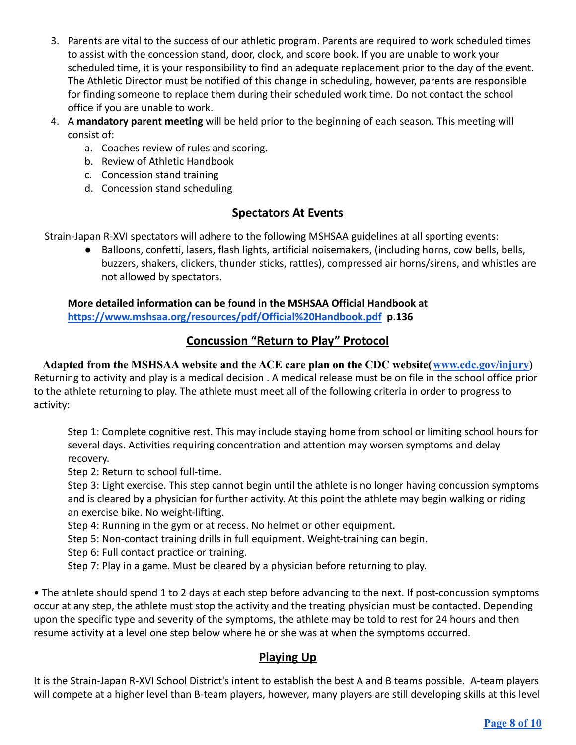3. Parents are vital to the success of our athletic program. Parents are required to work scheduled times to assist with the concession stand, door, clock, and score book. If you are unable to work your scheduled time, it is your responsibility to find an adequate replacement prior to the day of the event. The Athletic Director must be notified of this change in scheduling, however, parents are responsible for finding someone to replace them during their scheduled work time. Do not contact the school office if you are unable to work.
4. A **mandatory parent meeting** will be held prior to the beginning of each season. This meeting will consist of:
   a. Coaches review of rules and scoring.
   b. Review of Athletic Handbook
   c. Concession stand training
   d. Concession stand scheduling

## Spectators At Events

Strain-Japan R-XVI spectators will adhere to the following MSHSAA guidelines at all sporting events:

- Balloons, confetti, lasers, flash lights, artificial noisemakers, (including horns, cow bells, bells, buzzers, shakers, clickers, thunder sticks, rattles), compressed air horns/sirens, and whistles are not allowed by spectators.

**More detailed information can be found in the MSHSAA Official Handbook at https://www.mshsaa.org/resources/pdf/Official%20Handbook.pdf p.136**

## Concussion "Return to Play" Protocol

**Adapted from the MSHSAA website and the ACE care plan on the CDC website( www.cdc.gov/injury)**
Returning to activity and play is a medical decision . A medical release must be on file in the school office prior to the athlete returning to play. The athlete must meet all of the following criteria in order to progress to activity:

Step 1: Complete cognitive rest. This may include staying home from school or limiting school hours for several days. Activities requiring concentration and attention may worsen symptoms and delay recovery.
Step 2: Return to school full-time.
Step 3: Light exercise. This step cannot begin until the athlete is no longer having concussion symptoms and is cleared by a physician for further activity. At this point the athlete may begin walking or riding an exercise bike. No weight-lifting.
Step 4: Running in the gym or at recess. No helmet or other equipment.
Step 5: Non-contact training drills in full equipment. Weight-training can begin.
Step 6: Full contact practice or training.
Step 7: Play in a game. Must be cleared by a physician before returning to play.

• The athlete should spend 1 to 2 days at each step before advancing to the next. If post-concussion symptoms occur at any step, the athlete must stop the activity and the treating physician must be contacted. Depending upon the specific type and severity of the symptoms, the athlete may be told to rest for 24 hours and then resume activity at a level one step below where he or she was at when the symptoms occurred.

## Playing Up

It is the Strain-Japan R-XVI School District's intent to establish the best A and B teams possible. A-team players will compete at a higher level than B-team players, however, many players are still developing skills at this level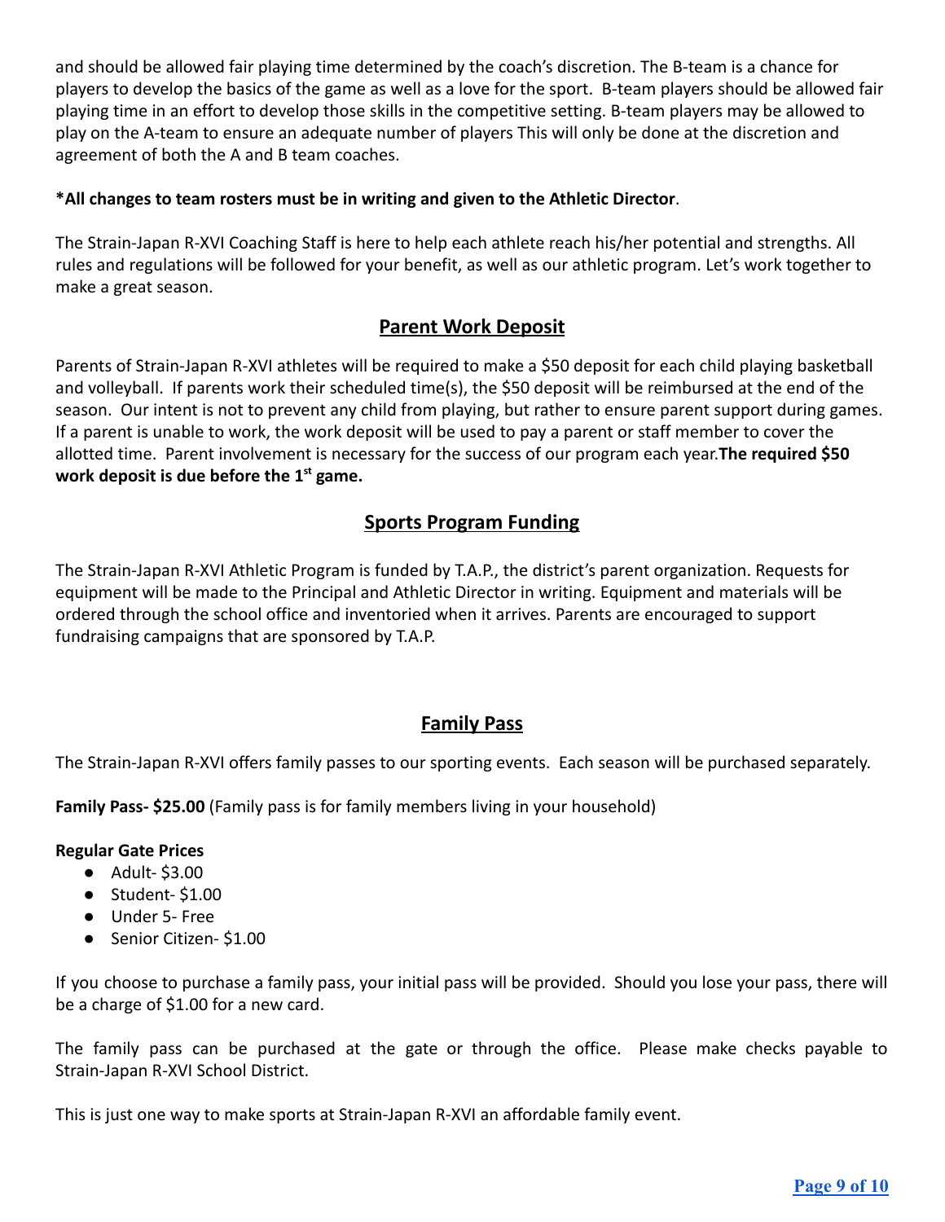and should be allowed fair playing time determined by the coach's discretion. The B-team is a chance for players to develop the basics of the game as well as a love for the sport. B-team players should be allowed fair playing time in an effort to develop those skills in the competitive setting. B-team players may be allowed to play on the A-team to ensure an adequate number of players This will only be done at the discretion and agreement of both the A and B team coaches.

**\*All changes to team rosters must be in writing and given to the Athletic Director**.

The Strain-Japan R-XVI Coaching Staff is here to help each athlete reach his/her potential and strengths. All rules and regulations will be followed for your benefit, as well as our athletic program. Let's work together to make a great season.

## Parent Work Deposit

Parents of Strain-Japan R-XVI athletes will be required to make a $50 deposit for each child playing basketball and volleyball. If parents work their scheduled time(s), the $50 deposit will be reimbursed at the end of the season. Our intent is not to prevent any child from playing, but rather to ensure parent support during games. If a parent is unable to work, the work deposit will be used to pay a parent or staff member to cover the allotted time. Parent involvement is necessary for the success of our program each year.**The required $50 work deposit is due before the 1st game.**

## Sports Program Funding

The Strain-Japan R-XVI Athletic Program is funded by T.A.P., the district's parent organization. Requests for equipment will be made to the Principal and Athletic Director in writing. Equipment and materials will be ordered through the school office and inventoried when it arrives. Parents are encouraged to support fundraising campaigns that are sponsored by T.A.P.

## Family Pass

The Strain-Japan R-XVI offers family passes to our sporting events. Each season will be purchased separately.

**Family Pass- $25.00** (Family pass is for family members living in your household)

**Regular Gate Prices**

- Adult- $3.00
- Student- $1.00
- Under 5- Free
- Senior Citizen- $1.00

If you choose to purchase a family pass, your initial pass will be provided. Should you lose your pass, there will be a charge of $1.00 for a new card.

The family pass can be purchased at the gate or through the office. Please make checks payable to Strain-Japan R-XVI School District.

This is just one way to make sports at Strain-Japan R-XVI an affordable family event.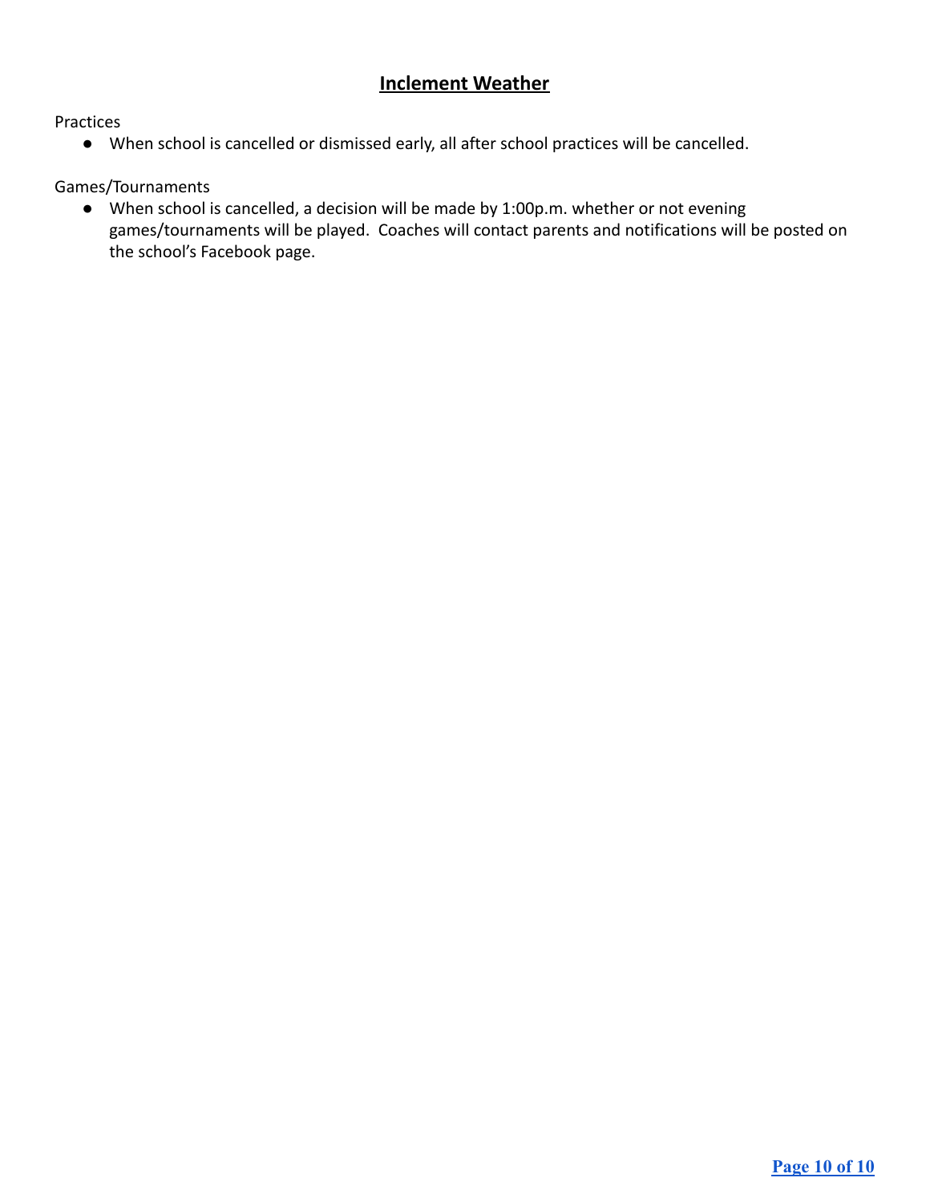## Inclement Weather

Practices

- When school is cancelled or dismissed early, all after school practices will be cancelled.

Games/Tournaments

- When school is cancelled, a decision will be made by 1:00p.m. whether or not evening games/tournaments will be played. Coaches will contact parents and notifications will be posted on the school's Facebook page.